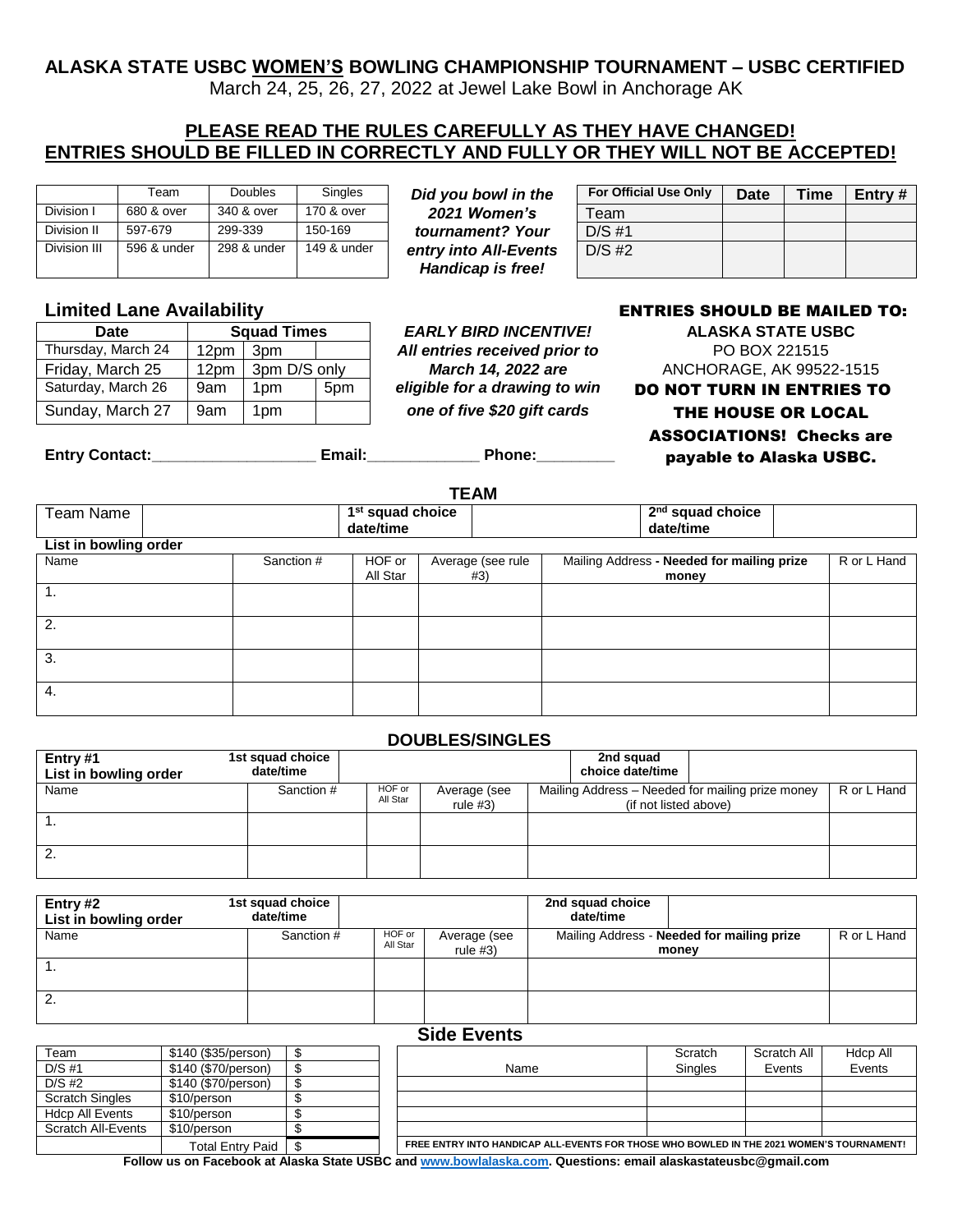# ALASKA STATE USBC **WOMEN'S** BOWLING CHAMPIONSHIP TOURNAMENT – USBC CERTIFIED

March 24, 25, 26, 27, 2022 at Jewel Lake Bowl in Anchorage AK

## PLEASE READ THE RULES CAREFULLY AS THEY HAVE CHANGED!
## ENTRIES SHOULD BE FILLED IN CORRECTLY AND FULLY OR THEY WILL NOT BE ACCEPTED!

| | Team | Doubles | Singles |
|---|---|---|---|
| Division I | 680 & over | 340 & over | 170 & over |
| Division II | 597-679 | 299-339 | 150-169 |
| Division III | 596 & under | 298 & under | 149 & under |

***Did you bowl in the 2021 Women's tournament? Your entry into All-Events Handicap is free!***

| For Official Use Only | Date | Time | Entry # |
|---|---|---|---|
| Team | | | |
| D/S #1 | | | |
| D/S #2 | | | |

### Limited Lane Availability

| Date | Squad Times | | |
|---|---|---|---|
| Thursday, March 24 | 12pm | 3pm | |
| Friday, March 25 | 12pm | 3pm D/S only | |
| Saturday, March 26 | 9am | 1pm | 5pm |
| Sunday, March 27 | 9am | 1pm | |

***EARLY BIRD INCENTIVE! All entries received prior to March 14, 2022 are eligible for a drawing to win one of five $20 gift cards***

**ENTRIES SHOULD BE MAILED TO:**
**ALASKA STATE USBC**
PO BOX 221515
ANCHORAGE, AK 99522-1515
**DO NOT TURN IN ENTRIES TO THE HOUSE OR LOCAL ASSOCIATIONS! Checks are payable to Alaska USBC.**

**Entry Contact:**___________________ **Email:**_____________ **Phone:**_________

## TEAM

| Team Name | | **1st squad choice date/time** | | **2nd squad choice date/time** | |
|---|---|---|---|---|---|

**List in bowling order**

| Name | Sanction # | HOF or All Star | Average (see rule #3) | Mailing Address - **Needed for mailing prize money** | R or L Hand |
|---|---|---|---|---|---|
| 1. | | | | | |
| 2. | | | | | |
| 3. | | | | | |
| 4. | | | | | |

## DOUBLES/SINGLES

| **Entry #1 List in bowling order** | **1st squad choice date/time** | | | **2nd squad choice date/time** | |
|---|---|---|---|---|---|
| Name | Sanction # | HOF or All Star | Average (see rule #3) | Mailing Address – Needed for mailing prize money (if not listed above) | R or L Hand |
| 1. | | | | | |
| 2. | | | | | |

| **Entry #2 List in bowling order** | **1st squad choice date/time** | | | **2nd squad choice date/time** | |
|---|---|---|---|---|---|
| Name | Sanction # | HOF or All Star | Average (see rule #3) | Mailing Address - **Needed for mailing prize money** | R or L Hand |
| 1. | | | | | |
| 2. | | | | | |

## Side Events

| | | |
|---|---|---|
| Team | $140 ($35/person) | $ |
| D/S #1 | $140 ($70/person) | $ |
| D/S #2 | $140 ($70/person) | $ |
| Scratch Singles | $10/person | $ |
| Hdcp All Events | $10/person | $ |
| Scratch All-Events | $10/person | $ |
| | Total Entry Paid | $ |

| Name | Scratch Singles | Scratch All Events | Hdcp All Events |
|---|---|---|---|
| | | | |
| | | | |
| | | | |
| | | | |

**FREE ENTRY INTO HANDICAP ALL-EVENTS FOR THOSE WHO BOWLED IN THE 2021 WOMEN'S TOURNAMENT!**

**Follow us on Facebook at Alaska State USBC and www.bowlalaska.com. Questions: email alaskastateusbc@gmail.com**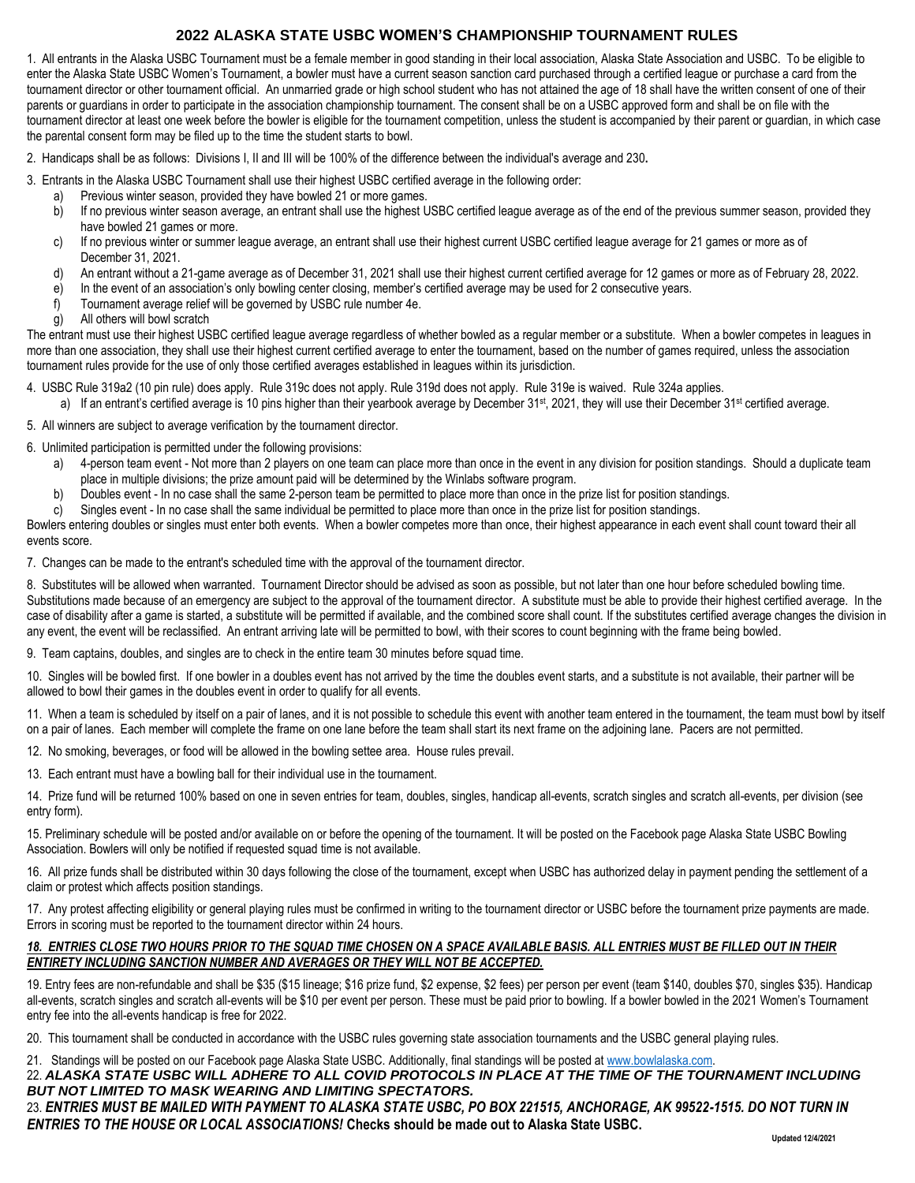## 2022 ALASKA STATE USBC WOMEN'S CHAMPIONSHIP TOURNAMENT RULES

1. All entrants in the Alaska USBC Tournament must be a female member in good standing in their local association, Alaska State Association and USBC. To be eligible to enter the Alaska State USBC Women's Tournament, a bowler must have a current season sanction card purchased through a certified league or purchase a card from the tournament director or other tournament official. An unmarried grade or high school student who has not attained the age of 18 shall have the written consent of one of their parents or guardians in order to participate in the association championship tournament. The consent shall be on a USBC approved form and shall be on file with the tournament director at least one week before the bowler is eligible for the tournament competition, unless the student is accompanied by their parent or guardian, in which case the parental consent form may be filed up to the time the student starts to bowl.

2. Handicaps shall be as follows: Divisions I, II and III will be 100% of the difference between the individual's average and 230**.**

3. Entrants in the Alaska USBC Tournament shall use their highest USBC certified average in the following order:
   a) Previous winter season, provided they have bowled 21 or more games.
   b) If no previous winter season average, an entrant shall use the highest USBC certified league average as of the end of the previous summer season, provided they have bowled 21 games or more.
   c) If no previous winter or summer league average, an entrant shall use their highest current USBC certified league average for 21 games or more as of December 31, 2021.
   d) An entrant without a 21-game average as of December 31, 2021 shall use their highest current certified average for 12 games or more as of February 28, 2022.
   e) In the event of an association's only bowling center closing, member's certified average may be used for 2 consecutive years.
   f) Tournament average relief will be governed by USBC rule number 4e.
   g) All others will bowl scratch

The entrant must use their highest USBC certified league average regardless of whether bowled as a regular member or a substitute. When a bowler competes in leagues in more than one association, they shall use their highest current certified average to enter the tournament, based on the number of games required, unless the association tournament rules provide for the use of only those certified averages established in leagues within its jurisdiction.

4. USBC Rule 319a2 (10 pin rule) does apply. Rule 319c does not apply. Rule 319d does not apply. Rule 319e is waived. Rule 324a applies.
   a) If an entrant's certified average is 10 pins higher than their yearbook average by December 31st, 2021, they will use their December 31st certified average.

5. All winners are subject to average verification by the tournament director.

6. Unlimited participation is permitted under the following provisions:
   a) 4-person team event - Not more than 2 players on one team can place more than once in the event in any division for position standings. Should a duplicate team place in multiple divisions; the prize amount paid will be determined by the Winlabs software program.
   b) Doubles event - In no case shall the same 2-person team be permitted to place more than once in the prize list for position standings.
   c) Singles event - In no case shall the same individual be permitted to place more than once in the prize list for position standings.

Bowlers entering doubles or singles must enter both events. When a bowler competes more than once, their highest appearance in each event shall count toward their all events score.

7. Changes can be made to the entrant's scheduled time with the approval of the tournament director.

8. Substitutes will be allowed when warranted. Tournament Director should be advised as soon as possible, but not later than one hour before scheduled bowling time. Substitutions made because of an emergency are subject to the approval of the tournament director. A substitute must be able to provide their highest certified average. In the case of disability after a game is started, a substitute will be permitted if available, and the combined score shall count. If the substitutes certified average changes the division in any event, the event will be reclassified. An entrant arriving late will be permitted to bowl, with their scores to count beginning with the frame being bowled.

9. Team captains, doubles, and singles are to check in the entire team 30 minutes before squad time.

10. Singles will be bowled first. If one bowler in a doubles event has not arrived by the time the doubles event starts, and a substitute is not available, their partner will be allowed to bowl their games in the doubles event in order to qualify for all events.

11. When a team is scheduled by itself on a pair of lanes, and it is not possible to schedule this event with another team entered in the tournament, the team must bowl by itself on a pair of lanes. Each member will complete the frame on one lane before the team shall start its next frame on the adjoining lane. Pacers are not permitted.

12. No smoking, beverages, or food will be allowed in the bowling settee area. House rules prevail.

13. Each entrant must have a bowling ball for their individual use in the tournament.

14. Prize fund will be returned 100% based on one in seven entries for team, doubles, singles, handicap all-events, scratch singles and scratch all-events, per division (see entry form).

15. Preliminary schedule will be posted and/or available on or before the opening of the tournament. It will be posted on the Facebook page Alaska State USBC Bowling Association. Bowlers will only be notified if requested squad time is not available.

16. All prize funds shall be distributed within 30 days following the close of the tournament, except when USBC has authorized delay in payment pending the settlement of a claim or protest which affects position standings.

17. Any protest affecting eligibility or general playing rules must be confirmed in writing to the tournament director or USBC before the tournament prize payments are made. Errors in scoring must be reported to the tournament director within 24 hours.

***18. ENTRIES CLOSE TWO HOURS PRIOR TO THE SQUAD TIME CHOSEN ON A SPACE AVAILABLE BASIS. ALL ENTRIES MUST BE FILLED OUT IN THEIR ENTIRETY INCLUDING SANCTION NUMBER AND AVERAGES OR THEY WILL NOT BE ACCEPTED.***

19. Entry fees are non-refundable and shall be $35 ($15 lineage; $16 prize fund, $2 expense, $2 fees) per person per event (team $140, doubles $70, singles $35). Handicap all-events, scratch singles and scratch all-events will be $10 per event per person. These must be paid prior to bowling. If a bowler bowled in the 2021 Women's Tournament entry fee into the all-events handicap is free for 2022.

20. This tournament shall be conducted in accordance with the USBC rules governing state association tournaments and the USBC general playing rules.

21. Standings will be posted on our Facebook page Alaska State USBC. Additionally, final standings will be posted at www.bowlalaska.com.

22. ***ALASKA STATE USBC WILL ADHERE TO ALL COVID PROTOCOLS IN PLACE AT THE TIME OF THE TOURNAMENT INCLUDING BUT NOT LIMITED TO MASK WEARING AND LIMITING SPECTATORS.***

23. ***ENTRIES MUST BE MAILED WITH PAYMENT TO ALASKA STATE USBC, PO BOX 221515, ANCHORAGE, AK 99522-1515. DO NOT TURN IN ENTRIES TO THE HOUSE OR LOCAL ASSOCIATIONS!*** **Checks should be made out to Alaska State USBC.**

**Updated 12/4/2021**